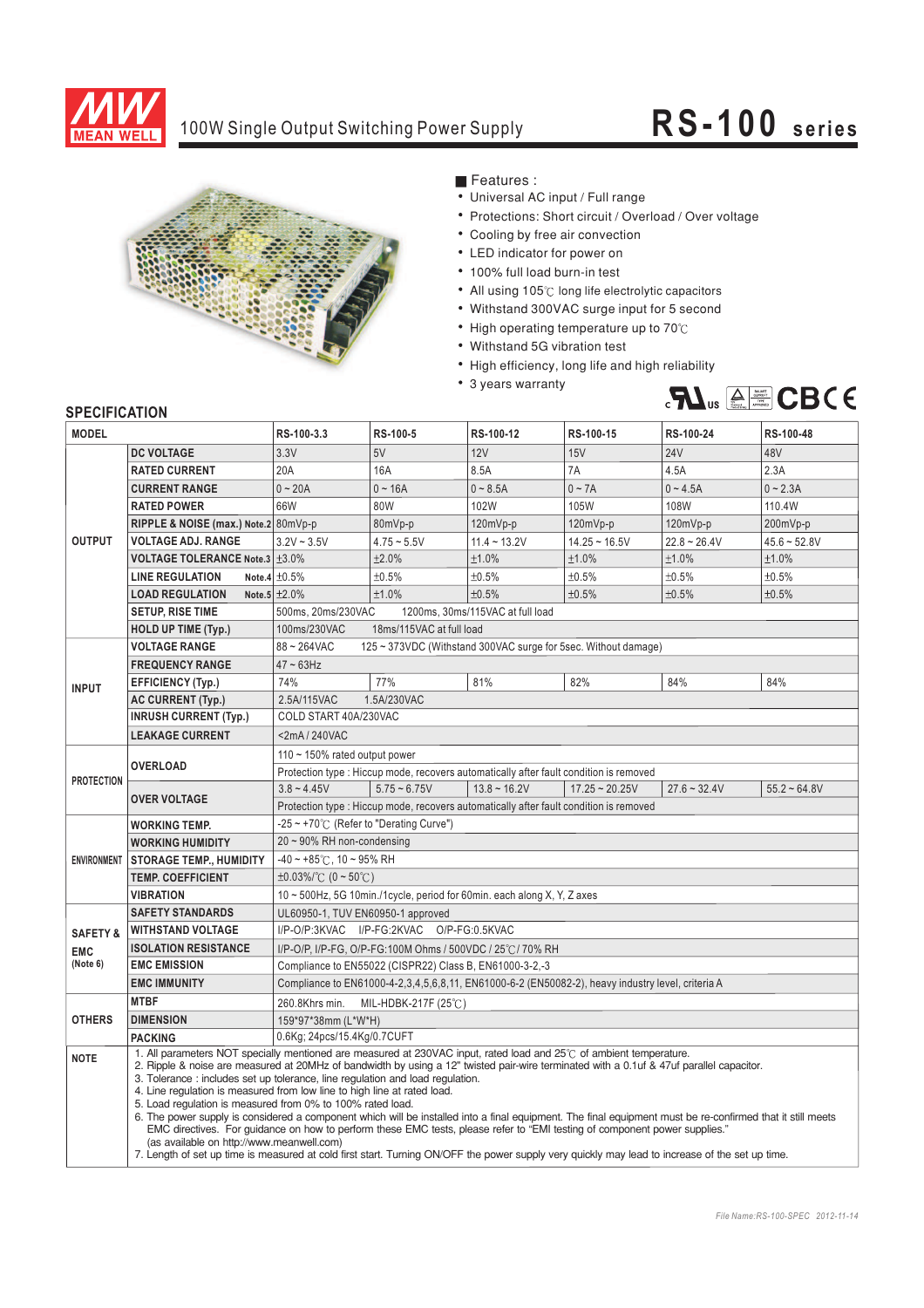# MEAN WELL

## 100W Single Output Switching Power Supply

# RS-100 series

■ Features :

- Universal AC input / Full range
- Protections: Short circuit / Overload / Over voltage
- Cooling by free air convection
- LED indicator for power on
- 100% full load burn-in test
- All using 105℃ long life electrolytic capacitors
- Withstand 300VAC surge input for 5 second
- High operating temperature up to 70℃
- Withstand 5G vibration test
- High efficiency, long life and high reliability
- 3 years warranty

## SPECIFICATION

| MODEL | | RS-100-3.3 | RS-100-5 | RS-100-12 | RS-100-15 | RS-100-24 | RS-100-48 |
|---|---|---|---|---|---|---|---|
| OUTPUT | DC VOLTAGE | 3.3V | 5V | 12V | 15V | 24V | 48V |
| | RATED CURRENT | 20A | 16A | 8.5A | 7A | 4.5A | 2.3A |
| | CURRENT RANGE | 0 ~ 20A | 0 ~ 16A | 0 ~ 8.5A | 0 ~ 7A | 0 ~ 4.5A | 0 ~ 2.3A |
| | RATED POWER | 66W | 80W | 102W | 105W | 108W | 110.4W |
| | RIPPLE & NOISE (max.) Note.2 | 80mVp-p | 80mVp-p | 120mVp-p | 120mVp-p | 120mVp-p | 200mVp-p |
| | VOLTAGE ADJ. RANGE | 3.2V ~ 3.5V | 4.75 ~ 5.5V | 11.4 ~ 13.2V | 14.25 ~ 16.5V | 22.8 ~ 26.4V | 45.6 ~ 52.8V |
| | VOLTAGE TOLERANCE Note.3 | ±3.0% | ±2.0% | ±1.0% | ±1.0% | ±1.0% | ±1.0% |
| | LINE REGULATION Note.4 | ±0.5% | ±0.5% | ±0.5% | ±0.5% | ±0.5% | ±0.5% |
| | LOAD REGULATION Note.5 | ±2.0% | ±1.0% | ±0.5% | ±0.5% | ±0.5% | ±0.5% |
| | SETUP, RISE TIME | 500ms, 20ms/230VAC 1200ms, 30ms/115VAC at full load | | | | | |
| | HOLD UP TIME (Typ.) | 100ms/230VAC 18ms/115VAC at full load | | | | | |
| INPUT | VOLTAGE RANGE | 88 ~ 264VAC 125 ~ 373VDC (Withstand 300VAC surge for 5sec. Without damage) | | | | | |
| | FREQUENCY RANGE | 47 ~ 63Hz | | | | | |
| | EFFICIENCY (Typ.) | 74% | 77% | 81% | 82% | 84% | 84% |
| | AC CURRENT (Typ.) | 2.5A/115VAC 1.5A/230VAC | | | | | |
| | INRUSH CURRENT (Typ.) | COLD START 40A/230VAC | | | | | |
| | LEAKAGE CURRENT | <2mA / 240VAC | | | | | |
| PROTECTION | OVERLOAD | 110 ~ 150% rated output power | | | | | |
| | | Protection type : Hiccup mode, recovers automatically after fault condition is removed | | | | | |
| | OVER VOLTAGE | 3.8 ~ 4.45V | 5.75 ~ 6.75V | 13.8 ~ 16.2V | 17.25 ~ 20.25V | 27.6 ~ 32.4V | 55.2 ~ 64.8V |
| | | Protection type : Hiccup mode, recovers automatically after fault condition is removed | | | | | |
| ENVIRONMENT | WORKING TEMP. | -25 ~ +70℃ (Refer to "Derating Curve") | | | | | |
| | WORKING HUMIDITY | 20 ~ 90% RH non-condensing | | | | | |
| | STORAGE TEMP., HUMIDITY | -40 ~ +85℃, 10 ~ 95% RH | | | | | |
| | TEMP. COEFFICIENT | ±0.03%/℃ (0 ~ 50℃) | | | | | |
| | VIBRATION | 10 ~ 500Hz, 5G 10min./1cycle, period for 60min. each along X, Y, Z axes | | | | | |
| SAFETY & EMC (Note 6) | SAFETY STANDARDS | UL60950-1, TUV EN60950-1 approved | | | | | |
| | WITHSTAND VOLTAGE | I/P-O/P:3KVAC I/P-FG:2KVAC O/P-FG:0.5KVAC | | | | | |
| | ISOLATION RESISTANCE | I/P-O/P, I/P-FG, O/P-FG:100M Ohms / 500VDC / 25℃/ 70% RH | | | | | |
| | EMC EMISSION | Compliance to EN55022 (CISPR22) Class B, EN61000-3-2,-3 | | | | | |
| | EMC IMMUNITY | Compliance to EN61000-4-2,3,4,5,6,8,11, EN61000-6-2 (EN50082-2), heavy industry level, criteria A | | | | | |
| OTHERS | MTBF | 260.8Khrs min. MIL-HDBK-217F (25℃) | | | | | |
| | DIMENSION | 159*97*38mm (L*W*H) | | | | | |
| | PACKING | 0.6Kg; 24pcs/15.4Kg/0.7CUFT | | | | | |

**NOTE**

1. All parameters NOT specially mentioned are measured at 230VAC input, rated load and 25℃ of ambient temperature.
2. Ripple & noise are measured at 20MHz of bandwidth by using a 12" twisted pair-wire terminated with a 0.1uf & 47uf parallel capacitor.
3. Tolerance : includes set up tolerance, line regulation and load regulation.
4. Line regulation is measured from low line to high line at rated load.
5. Load regulation is measured from 0% to 100% rated load.
6. The power supply is considered a component which will be installed into a final equipment. The final equipment must be re-confirmed that it still meets EMC directives. For guidance on how to perform these EMC tests, please refer to "EMI testing of component power supplies." (as available on http://www.meanwell.com)
7. Length of set up time is measured at cold first start. Turning ON/OFF the power supply very quickly may lead to increase of the set up time.

*File Name:RS-100-SPEC 2012-11-14*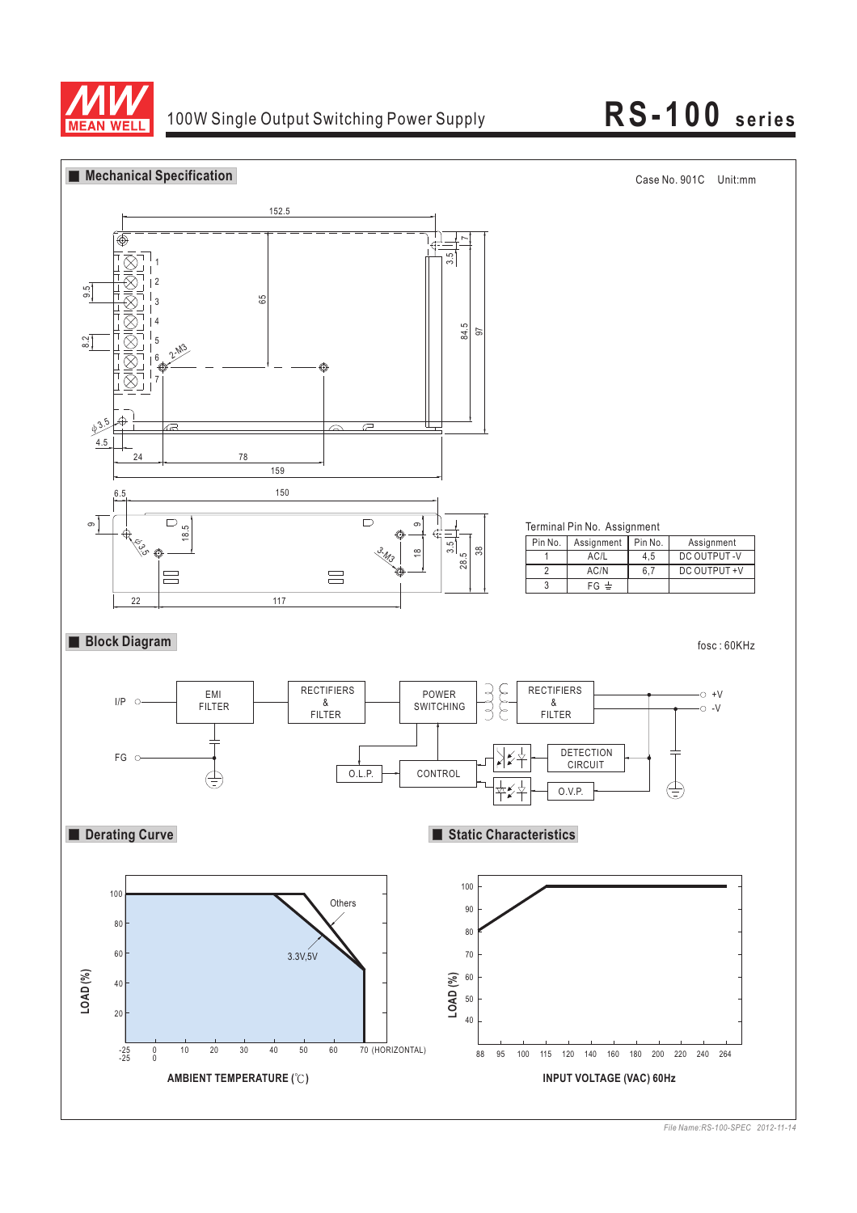100W Single Output Switching Power Supply

# RS-100 series

## Mechanical Specification

Case No. 901C Unit:mm

152.5
65
3.5
7
84.5
97
9.5
8.2
2-M3
φ3.5
4.5
24
78
159
1
2
3
4
5
6
7

6.5
150
9
18.5
φ3.5
9
3-M3
18
3.5
28.5
38
22
117

Terminal Pin No. Assignment

| Pin No. | Assignment | Pin No. | Assignment |
|---|---|---|---|
| 1 | AC/L | 4,5 | DC OUTPUT -V |
| 2 | AC/N | 6,7 | DC OUTPUT +V |
| 3 | FG ⏚ | | |

## Block Diagram

fosc : 60KHz

I/P
FG
EMI FILTER
RECTIFIERS & FILTER
POWER SWITCHING
RECTIFIERS & FILTER
+V
-V
DETECTION CIRCUIT
O.L.P.
CONTROL
O.V.P.

## Derating Curve

LOAD (%)
100
80
60
40
20
-25 -25
0 0
10
20
30
40
50
60
70 (HORIZONTAL)
Others
3.3V,5V
AMBIENT TEMPERATURE (℃)

## Static Characteristics

LOAD (%)
100
90
80
70
60
50
40
88
95
100
115
120
140
160
180
200
220
240
264
INPUT VOLTAGE (VAC) 60Hz

File Name:RS-100-SPEC 2012-11-14